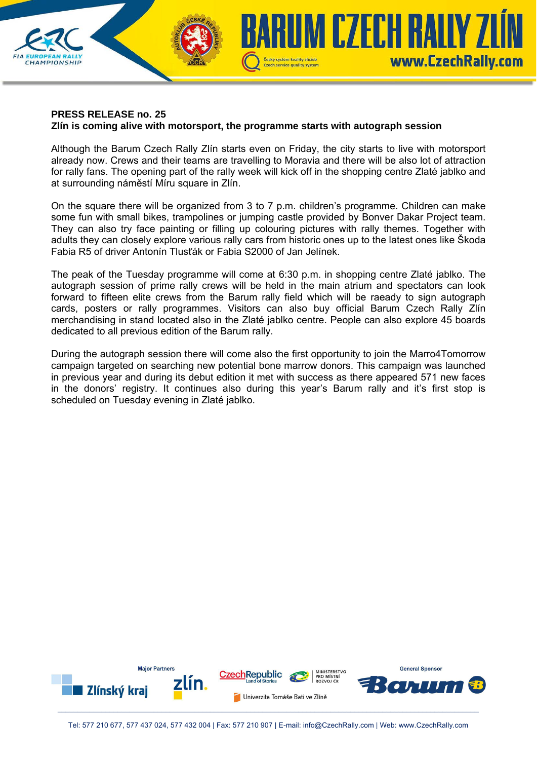**PRESS RELEASE no. 25**

**Zlín is coming alive with motorsport, the programme starts with autograph session**

Although the Barum Czech Rally Zlín starts even on Friday, the city starts to live with motorsport already now. Crews and their teams are travelling to Moravia and there will be also lot of attraction for rally fans. The opening part of the rally week will kick off in the shopping centre Zlaté jablko and at surrounding náměstí Míru square in Zlín.

On the square there will be organized from 3 to 7 p.m. children's programme. Children can make some fun with small bikes, trampolines or jumping castle provided by Bonver Dakar Project team. They can also try face painting or filling up colouring pictures with rally themes. Together with adults they can closely explore various rally cars from historic ones up to the latest ones like Škoda Fabia R5 of driver Antonín Tlusťák or Fabia S2000 of Jan Jelínek.

The peak of the Tuesday programme will come at 6:30 p.m. in shopping centre Zlaté jablko. The autograph session of prime rally crews will be held in the main atrium and spectators can look forward to fifteen elite crews from the Barum rally field which will be raeady to sign autograph cards, posters or rally programmes. Visitors can also buy official Barum Czech Rally Zlín merchandising in stand located also in the Zlaté jablko centre. People can also explore 45 boards dedicated to all previous edition of the Barum rally.

During the autograph session there will come also the first opportunity to join the Marro4Tomorrow campaign targeted on searching new potential bone marrow donors. This campaign was launched in previous year and during its debut edition it met with success as there appeared 571 new faces in the donors' registry. It continues also during this year's Barum rally and it's first stop is scheduled on Tuesday evening in Zlaté jablko.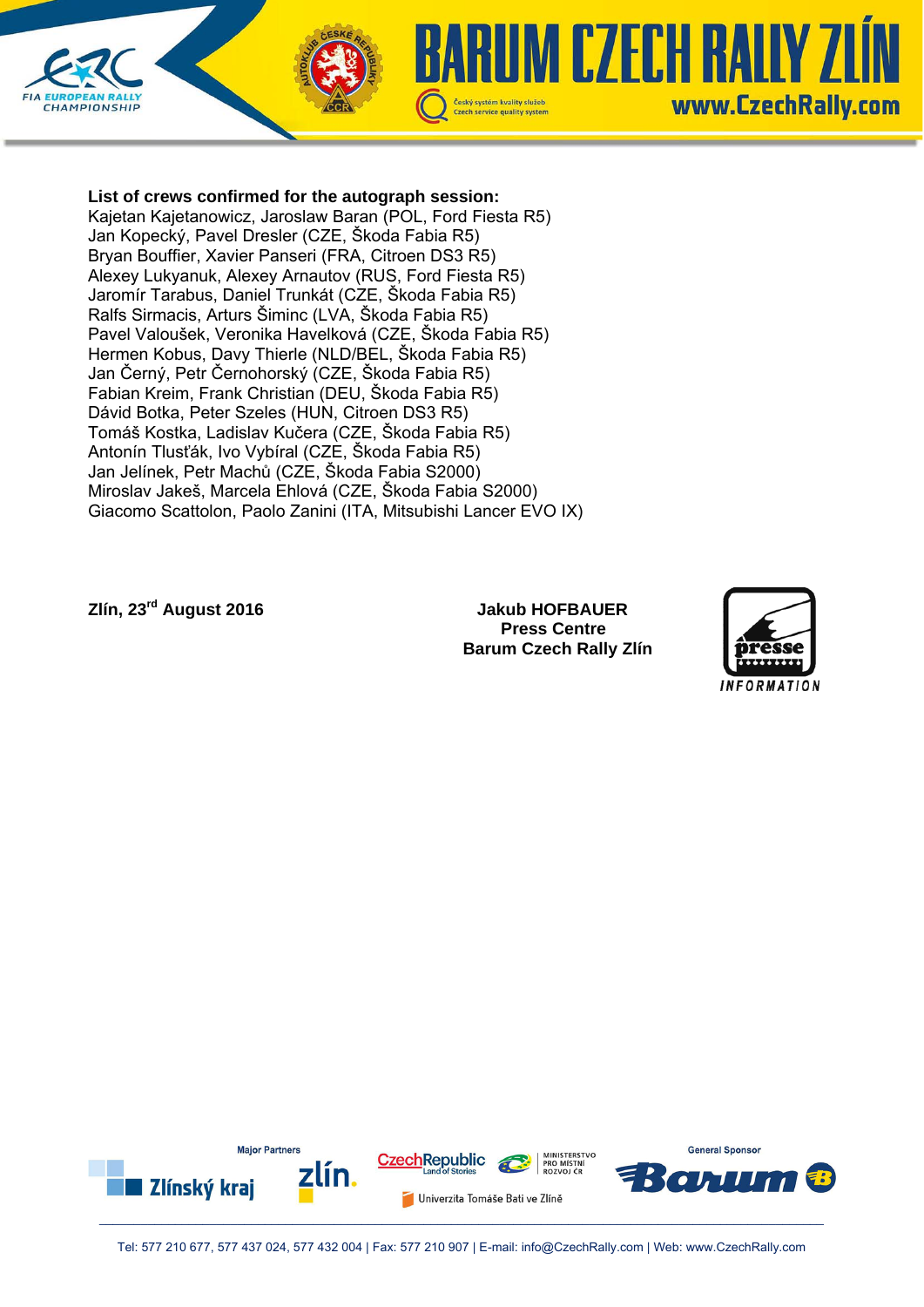**List of crews confirmed for the autograph session:**

Kajetan Kajetanowicz, Jaroslaw Baran (POL, Ford Fiesta R5)
Jan Kopecký, Pavel Dresler (CZE, Škoda Fabia R5)
Bryan Bouffier, Xavier Panseri (FRA, Citroen DS3 R5)
Alexey Lukyanuk, Alexey Arnautov (RUS, Ford Fiesta R5)
Jaromír Tarabus, Daniel Trunkát (CZE, Škoda Fabia R5)
Ralfs Sirmacis, Arturs Šiminc (LVA, Škoda Fabia R5)
Pavel Valoušek, Veronika Havelková (CZE, Škoda Fabia R5)
Hermen Kobus, Davy Thierle (NLD/BEL, Škoda Fabia R5)
Jan Černý, Petr Černohorský (CZE, Škoda Fabia R5)
Fabian Kreim, Frank Christian (DEU, Škoda Fabia R5)
Dávid Botka, Peter Szeles (HUN, Citroen DS3 R5)
Tomáš Kostka, Ladislav Kučera (CZE, Škoda Fabia R5)
Antonín Tlusťák, Ivo Vybíral (CZE, Škoda Fabia R5)
Jan Jelínek, Petr Machů (CZE, Škoda Fabia S2000)
Miroslav Jakeš, Marcela Ehlová (CZE, Škoda Fabia S2000)
Giacomo Scattolon, Paolo Zanini (ITA, Mitsubishi Lancer EVO IX)

**Zlín, 23rd August 2016**

**Jakub HOFBAUER**
**Press Centre**
**Barum Czech Rally Zlín**